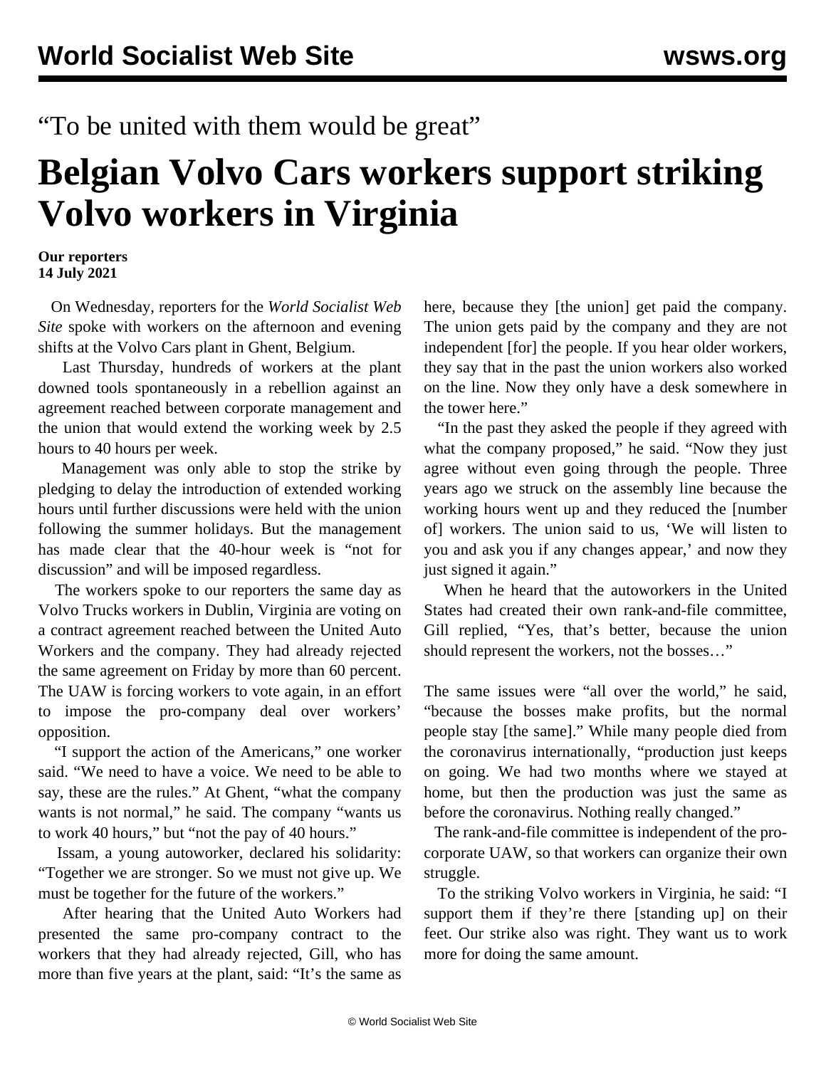“To be united with them would be great”

# Belgian Volvo Cars workers support striking Volvo workers in Virginia

**Our reporters**
**14 July 2021**

On Wednesday, reporters for the *World Socialist Web Site* spoke with workers on the afternoon and evening shifts at the Volvo Cars plant in Ghent, Belgium.

Last Thursday, hundreds of workers at the plant downed tools spontaneously in a rebellion against an agreement reached between corporate management and the union that would extend the working week by 2.5 hours to 40 hours per week.

Management was only able to stop the strike by pledging to delay the introduction of extended working hours until further discussions were held with the union following the summer holidays. But the management has made clear that the 40-hour week is “not for discussion” and will be imposed regardless.

The workers spoke to our reporters the same day as Volvo Trucks workers in Dublin, Virginia are voting on a contract agreement reached between the United Auto Workers and the company. They had already rejected the same agreement on Friday by more than 60 percent. The UAW is forcing workers to vote again, in an effort to impose the pro-company deal over workers’ opposition.

“I support the action of the Americans,” one worker said. “We need to have a voice. We need to be able to say, these are the rules.” At Ghent, “what the company wants is not normal,” he said. The company “wants us to work 40 hours,” but “not the pay of 40 hours.”

Issam, a young autoworker, declared his solidarity: “Together we are stronger. So we must not give up. We must be together for the future of the workers.”

After hearing that the United Auto Workers had presented the same pro-company contract to the workers that they had already rejected, Gill, who has more than five years at the plant, said: “It’s the same as here, because they [the union] get paid the company. The union gets paid by the company and they are not independent [for] the people. If you hear older workers, they say that in the past the union workers also worked on the line. Now they only have a desk somewhere in the tower here.”

“In the past they asked the people if they agreed with what the company proposed,” he said. “Now they just agree without even going through the people. Three years ago we struck on the assembly line because the working hours went up and they reduced the [number of] workers. The union said to us, ‘We will listen to you and ask you if any changes appear,’ and now they just signed it again.”

When he heard that the autoworkers in the United States had created their own rank-and-file committee, Gill replied, “Yes, that’s better, because the union should represent the workers, not the bosses…”

The same issues were “all over the world,” he said, “because the bosses make profits, but the normal people stay [the same].” While many people died from the coronavirus internationally, “production just keeps on going. We had two months where we stayed at home, but then the production was just the same as before the coronavirus. Nothing really changed.”

The rank-and-file committee is independent of the pro-corporate UAW, so that workers can organize their own struggle.

To the striking Volvo workers in Virginia, he said: “I support them if they’re there [standing up] on their feet. Our strike also was right. They want us to work more for doing the same amount.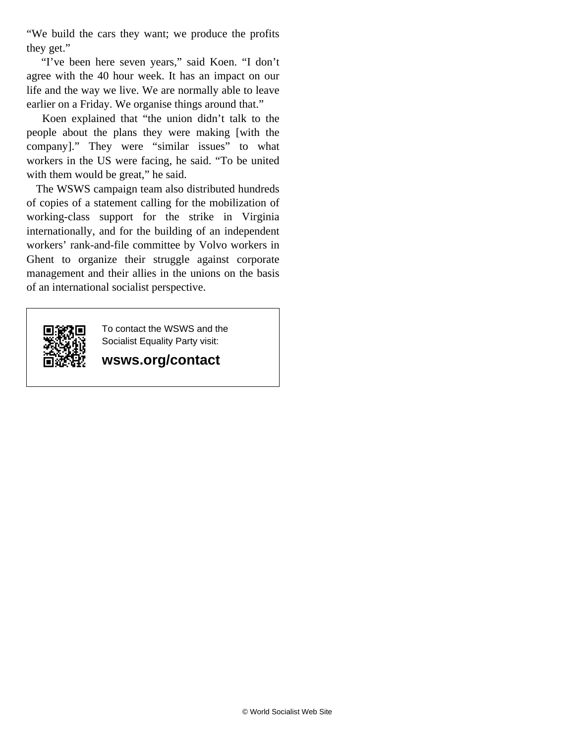"We build the cars they want; we produce the profits they get."

"I've been here seven years," said Koen. "I don't agree with the 40 hour week. It has an impact on our life and the way we live. We are normally able to leave earlier on a Friday. We organise things around that."

Koen explained that "the union didn't talk to the people about the plans they were making [with the company]." They were "similar issues" to what workers in the US were facing, he said. "To be united with them would be great," he said.

The WSWS campaign team also distributed hundreds of copies of a statement calling for the mobilization of working-class support for the strike in Virginia internationally, and for the building of an independent workers' rank-and-file committee by Volvo workers in Ghent to organize their struggle against corporate management and their allies in the unions on the basis of an international socialist perspective.

To contact the WSWS and the Socialist Equality Party visit:

**wsws.org/contact**